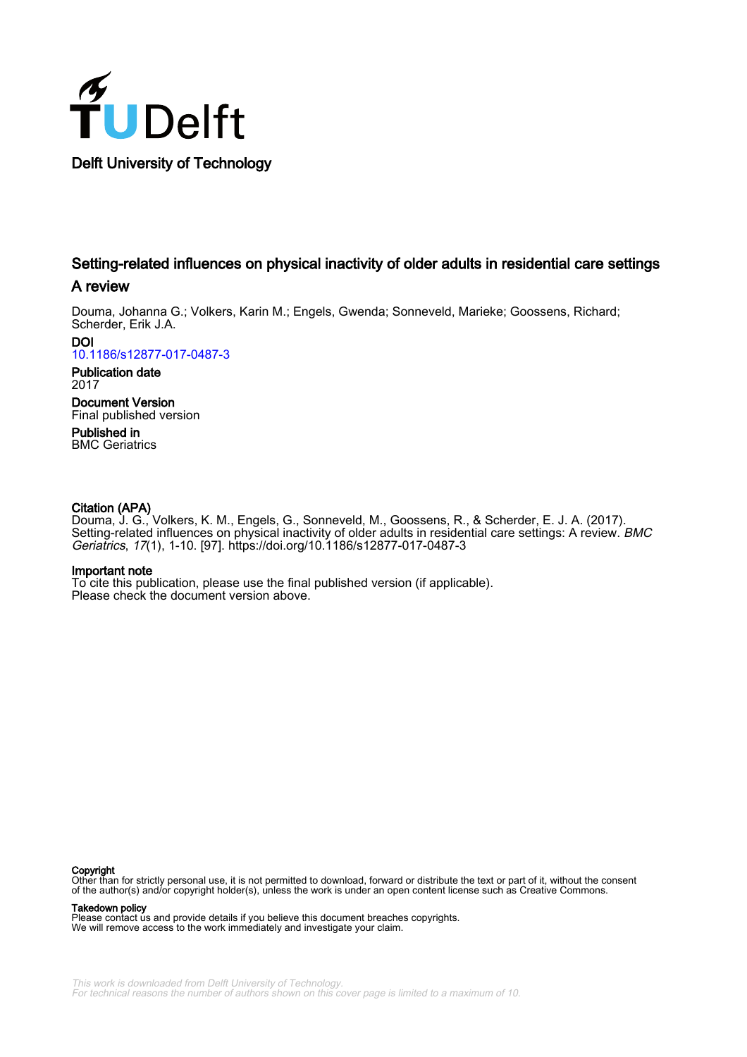Delft University of Technology

# Setting-related influences on physical inactivity of older adults in residential care settings

## A review

Douma, Johanna G.; Volkers, Karin M.; Engels, Gwenda; Sonneveld, Marieke; Goossens, Richard; Scherder, Erik J.A.

**DOI**
10.1186/s12877-017-0487-3

**Publication date**
2017

**Document Version**
Final published version

**Published in**
BMC Geriatrics

**Citation (APA)**
Douma, J. G., Volkers, K. M., Engels, G., Sonneveld, M., Goossens, R., & Scherder, E. J. A. (2017). Setting-related influences on physical inactivity of older adults in residential care settings: A review. *BMC Geriatrics*, *17*(1), 1-10. [97]. https://doi.org/10.1186/s12877-017-0487-3

**Important note**
To cite this publication, please use the final published version (if applicable).
Please check the document version above.

**Copyright**
Other than for strictly personal use, it is not permitted to download, forward or distribute the text or part of it, without the consent of the author(s) and/or copyright holder(s), unless the work is under an open content license such as Creative Commons.

**Takedown policy**
Please contact us and provide details if you believe this document breaches copyrights.
We will remove access to the work immediately and investigate your claim.

This work is downloaded from Delft University of Technology.
For technical reasons the number of authors shown on this cover page is limited to a maximum of 10.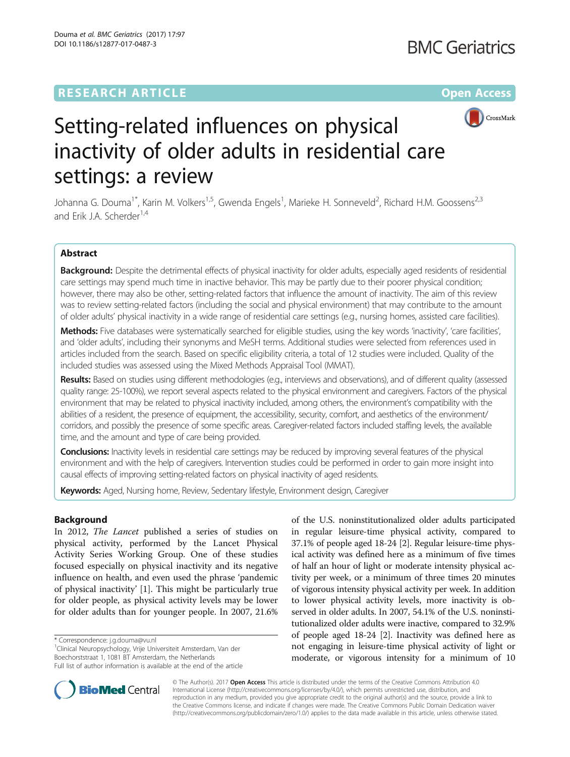# Setting-related influences on physical inactivity of older adults in residential care settings: a review

Johanna G. Douma[1*], Karin M. Volkers[1,5], Gwenda Engels[1], Marieke H. Sonneveld[2], Richard H.M. Goossens[2,3] and Erik J.A. Scherder[1,4]

## Abstract

**Background:** Despite the detrimental effects of physical inactivity for older adults, especially aged residents of residential care settings may spend much time in inactive behavior. This may be partly due to their poorer physical condition; however, there may also be other, setting-related factors that influence the amount of inactivity. The aim of this review was to review setting-related factors (including the social and physical environment) that may contribute to the amount of older adults' physical inactivity in a wide range of residential care settings (e.g., nursing homes, assisted care facilities).

**Methods:** Five databases were systematically searched for eligible studies, using the key words 'inactivity', 'care facilities', and 'older adults', including their synonyms and MeSH terms. Additional studies were selected from references used in articles included from the search. Based on specific eligibility criteria, a total of 12 studies were included. Quality of the included studies was assessed using the Mixed Methods Appraisal Tool (MMAT).

**Results:** Based on studies using different methodologies (e.g., interviews and observations), and of different quality (assessed quality range: 25-100%), we report several aspects related to the physical environment and caregivers. Factors of the physical environment that may be related to physical inactivity included, among others, the environment's compatibility with the abilities of a resident, the presence of equipment, the accessibility, security, comfort, and aesthetics of the environment/corridors, and possibly the presence of some specific areas. Caregiver-related factors included staffing levels, the available time, and the amount and type of care being provided.

**Conclusions:** Inactivity levels in residential care settings may be reduced by improving several features of the physical environment and with the help of caregivers. Intervention studies could be performed in order to gain more insight into causal effects of improving setting-related factors on physical inactivity of aged residents.

**Keywords:** Aged, Nursing home, Review, Sedentary lifestyle, Environment design, Caregiver

## Background

In 2012, *The Lancet* published a series of studies on physical activity, performed by the Lancet Physical Activity Series Working Group. One of these studies focused especially on physical inactivity and its negative influence on health, and even used the phrase 'pandemic of physical inactivity' [1]. This might be particularly true for older people, as physical activity levels may be lower for older adults than for younger people. In 2007, 21.6% of the U.S. noninstitutionalized older adults participated in regular leisure-time physical activity, compared to 37.1% of people aged 18-24 [2]. Regular leisure-time physical activity was defined here as a minimum of five times of half an hour of light or moderate intensity physical activity per week, or a minimum of three times 20 minutes of vigorous intensity physical activity per week. In addition to lower physical activity levels, more inactivity is observed in older adults. In 2007, 54.1% of the U.S. noninstitutionalized older adults were inactive, compared to 32.9% of people aged 18-24 [2]. Inactivity was defined here as not engaging in leisure-time physical activity of light or moderate, or vigorous intensity for a minimum of 10

\* Correspondence: j.g.douma@vu.nl

[1]Clinical Neuropsychology, Vrije Universiteit Amsterdam, Van der Boechorststraat 1, 1081 BT Amsterdam, the Netherlands

Full list of author information is available at the end of the article

© The Author(s). 2017 **Open Access** This article is distributed under the terms of the Creative Commons Attribution 4.0 International License (http://creativecommons.org/licenses/by/4.0/), which permits unrestricted use, distribution, and reproduction in any medium, provided you give appropriate credit to the original author(s) and the source, provide a link to the Creative Commons license, and indicate if changes were made. The Creative Commons Public Domain Dedication waiver (http://creativecommons.org/publicdomain/zero/1.0/) applies to the data made available in this article, unless otherwise stated.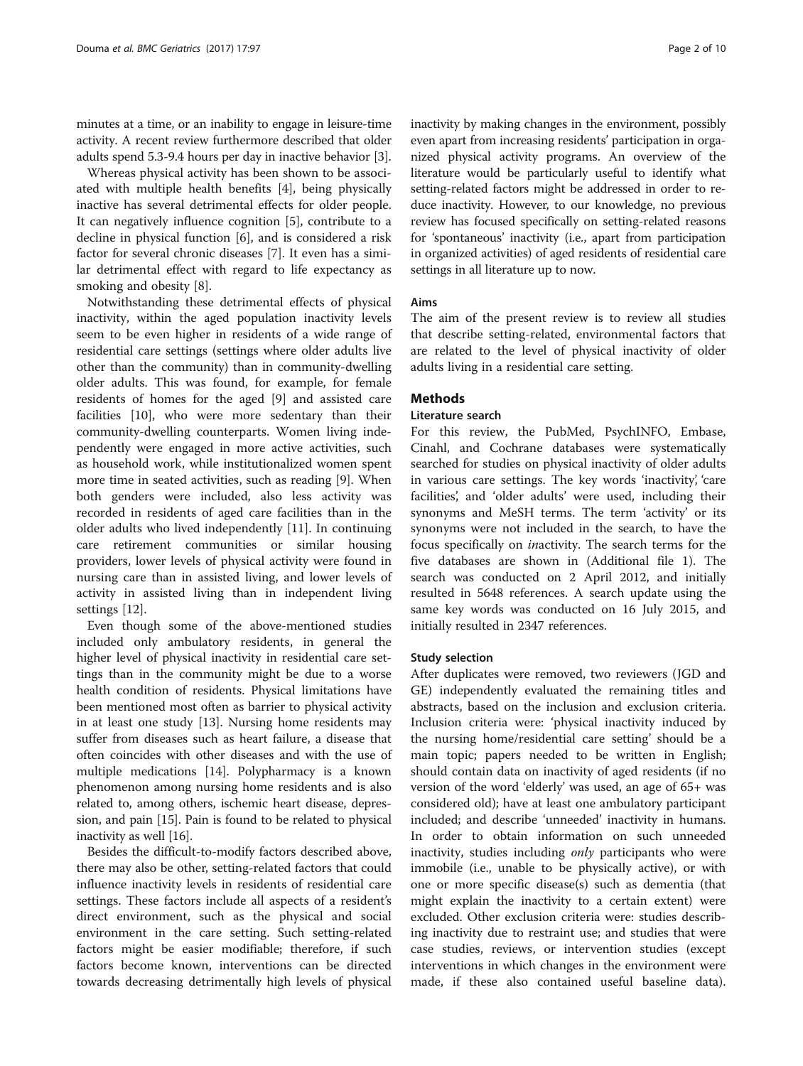minutes at a time, or an inability to engage in leisure-time activity. A recent review furthermore described that older adults spend 5.3-9.4 hours per day in inactive behavior [3].

Whereas physical activity has been shown to be associated with multiple health benefits [4], being physically inactive has several detrimental effects for older people. It can negatively influence cognition [5], contribute to a decline in physical function [6], and is considered a risk factor for several chronic diseases [7]. It even has a similar detrimental effect with regard to life expectancy as smoking and obesity [8].

Notwithstanding these detrimental effects of physical inactivity, within the aged population inactivity levels seem to be even higher in residents of a wide range of residential care settings (settings where older adults live other than the community) than in community-dwelling older adults. This was found, for example, for female residents of homes for the aged [9] and assisted care facilities [10], who were more sedentary than their community-dwelling counterparts. Women living independently were engaged in more active activities, such as household work, while institutionalized women spent more time in seated activities, such as reading [9]. When both genders were included, also less activity was recorded in residents of aged care facilities than in the older adults who lived independently [11]. In continuing care retirement communities or similar housing providers, lower levels of physical activity were found in nursing care than in assisted living, and lower levels of activity in assisted living than in independent living settings [12].

Even though some of the above-mentioned studies included only ambulatory residents, in general the higher level of physical inactivity in residential care settings than in the community might be due to a worse health condition of residents. Physical limitations have been mentioned most often as barrier to physical activity in at least one study [13]. Nursing home residents may suffer from diseases such as heart failure, a disease that often coincides with other diseases and with the use of multiple medications [14]. Polypharmacy is a known phenomenon among nursing home residents and is also related to, among others, ischemic heart disease, depression, and pain [15]. Pain is found to be related to physical inactivity as well [16].

Besides the difficult-to-modify factors described above, there may also be other, setting-related factors that could influence inactivity levels in residents of residential care settings. These factors include all aspects of a resident's direct environment, such as the physical and social environment in the care setting. Such setting-related factors might be easier modifiable; therefore, if such factors become known, interventions can be directed towards decreasing detrimentally high levels of physical inactivity by making changes in the environment, possibly even apart from increasing residents' participation in organized physical activity programs. An overview of the literature would be particularly useful to identify what setting-related factors might be addressed in order to reduce inactivity. However, to our knowledge, no previous review has focused specifically on setting-related reasons for 'spontaneous' inactivity (i.e., apart from participation in organized activities) of aged residents of residential care settings in all literature up to now.

### Aims

The aim of the present review is to review all studies that describe setting-related, environmental factors that are related to the level of physical inactivity of older adults living in a residential care setting.

## Methods

### Literature search

For this review, the PubMed, PsychINFO, Embase, Cinahl, and Cochrane databases were systematically searched for studies on physical inactivity of older adults in various care settings. The key words 'inactivity', 'care facilities', and 'older adults' were used, including their synonyms and MeSH terms. The term 'activity' or its synonyms were not included in the search, to have the focus specifically on *in*activity. The search terms for the five databases are shown in (Additional file 1). The search was conducted on 2 April 2012, and initially resulted in 5648 references. A search update using the same key words was conducted on 16 July 2015, and initially resulted in 2347 references.

### Study selection

After duplicates were removed, two reviewers (JGD and GE) independently evaluated the remaining titles and abstracts, based on the inclusion and exclusion criteria. Inclusion criteria were: 'physical inactivity induced by the nursing home/residential care setting' should be a main topic; papers needed to be written in English; should contain data on inactivity of aged residents (if no version of the word 'elderly' was used, an age of 65+ was considered old); have at least one ambulatory participant included; and describe 'unneeded' inactivity in humans. In order to obtain information on such unneeded inactivity, studies including *only* participants who were immobile (i.e., unable to be physically active), or with one or more specific disease(s) such as dementia (that might explain the inactivity to a certain extent) were excluded. Other exclusion criteria were: studies describing inactivity due to restraint use; and studies that were case studies, reviews, or intervention studies (except interventions in which changes in the environment were made, if these also contained useful baseline data).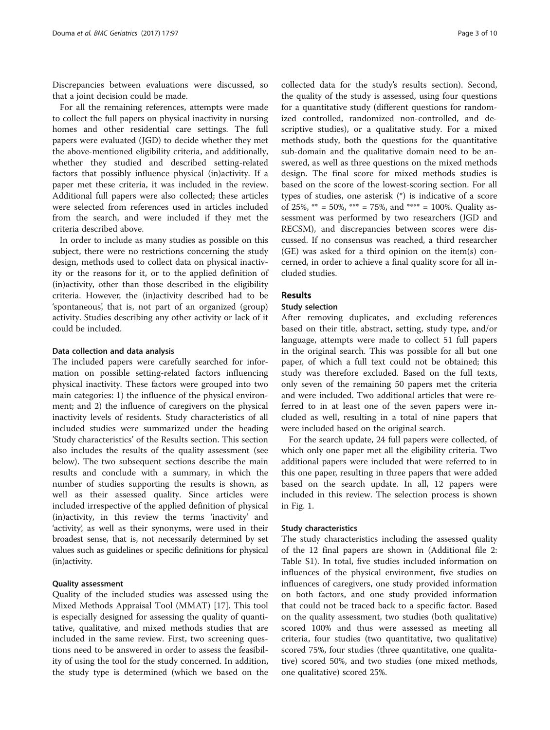Discrepancies between evaluations were discussed, so that a joint decision could be made.

For all the remaining references, attempts were made to collect the full papers on physical inactivity in nursing homes and other residential care settings. The full papers were evaluated (JGD) to decide whether they met the above-mentioned eligibility criteria, and additionally, whether they studied and described setting-related factors that possibly influence physical (in)activity. If a paper met these criteria, it was included in the review. Additional full papers were also collected; these articles were selected from references used in articles included from the search, and were included if they met the criteria described above.

In order to include as many studies as possible on this subject, there were no restrictions concerning the study design, methods used to collect data on physical inactivity or the reasons for it, or to the applied definition of (in)activity, other than those described in the eligibility criteria. However, the (in)activity described had to be 'spontaneous', that is, not part of an organized (group) activity. Studies describing any other activity or lack of it could be included.

### Data collection and data analysis

The included papers were carefully searched for information on possible setting-related factors influencing physical inactivity. These factors were grouped into two main categories: 1) the influence of the physical environment; and 2) the influence of caregivers on the physical inactivity levels of residents. Study characteristics of all included studies were summarized under the heading 'Study characteristics' of the Results section. This section also includes the results of the quality assessment (see below). The two subsequent sections describe the main results and conclude with a summary, in which the number of studies supporting the results is shown, as well as their assessed quality. Since articles were included irrespective of the applied definition of physical (in)activity, in this review the terms 'inactivity' and 'activity', as well as their synonyms, were used in their broadest sense, that is, not necessarily determined by set values such as guidelines or specific definitions for physical (in)activity.

### Quality assessment

Quality of the included studies was assessed using the Mixed Methods Appraisal Tool (MMAT) [17]. This tool is especially designed for assessing the quality of quantitative, qualitative, and mixed methods studies that are included in the same review. First, two screening questions need to be answered in order to assess the feasibility of using the tool for the study concerned. In addition, the study type is determined (which we based on the collected data for the study's results section). Second, the quality of the study is assessed, using four questions for a quantitative study (different questions for randomized controlled, randomized non-controlled, and descriptive studies), or a qualitative study. For a mixed methods study, both the questions for the quantitative sub-domain and the qualitative domain need to be answered, as well as three questions on the mixed methods design. The final score for mixed methods studies is based on the score of the lowest-scoring section. For all types of studies, one asterisk (*) is indicative of a score of 25%, ** = 50%, *** = 75%, and **** = 100%. Quality assessment was performed by two researchers (JGD and RECSM), and discrepancies between scores were discussed. If no consensus was reached, a third researcher (GE) was asked for a third opinion on the item(s) concerned, in order to achieve a final quality score for all included studies.

## Results

### Study selection

After removing duplicates, and excluding references based on their title, abstract, setting, study type, and/or language, attempts were made to collect 51 full papers in the original search. This was possible for all but one paper, of which a full text could not be obtained; this study was therefore excluded. Based on the full texts, only seven of the remaining 50 papers met the criteria and were included. Two additional articles that were referred to in at least one of the seven papers were included as well, resulting in a total of nine papers that were included based on the original search.

For the search update, 24 full papers were collected, of which only one paper met all the eligibility criteria. Two additional papers were included that were referred to in this one paper, resulting in three papers that were added based on the search update. In all, 12 papers were included in this review. The selection process is shown in Fig. 1.

### Study characteristics

The study characteristics including the assessed quality of the 12 final papers are shown in (Additional file 2: Table S1). In total, five studies included information on influences of the physical environment, five studies on influences of caregivers, one study provided information on both factors, and one study provided information that could not be traced back to a specific factor. Based on the quality assessment, two studies (both qualitative) scored 100% and thus were assessed as meeting all criteria, four studies (two quantitative, two qualitative) scored 75%, four studies (three quantitative, one qualitative) scored 50%, and two studies (one mixed methods, one qualitative) scored 25%.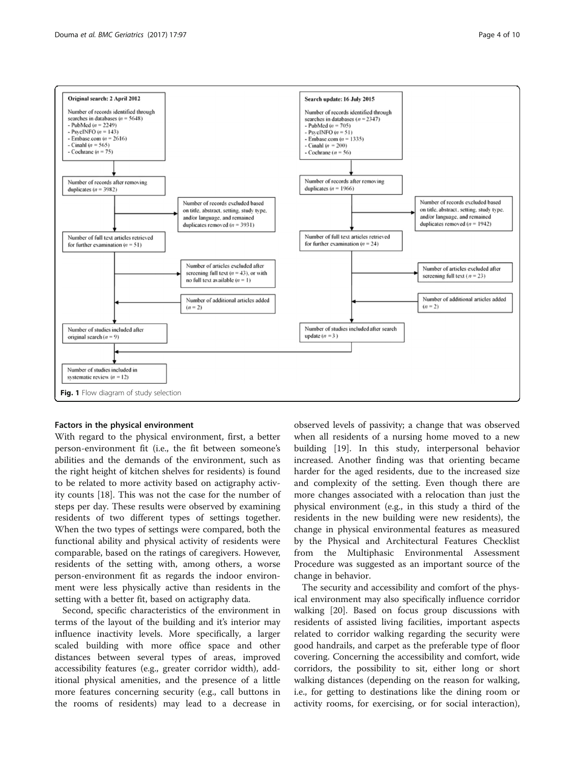Original search: 2 April 2012

Number of records identified through searches in databases (n = 5648)
- PubMed (n = 2249)
- PsycINFO (n = 143)
- Embase.com (n = 2616)
- Cinahl (n = 565)
- Cochrane (n = 75)

Number of records after removing duplicates (n = 3982)

Number of records excluded based on title, abstract, setting, study type, and/or language, and remained duplicates removed (n = 3931)

Number of full text articles retrieved for further examination (n = 51)

Number of articles excluded after screening full text (n = 43), or with no full text available (n = 1)

Number of additional articles added (n = 2)

Number of studies included after original search (n = 9)

Search update: 16 July 2015

Number of records identified through searches in databases (n = 2347)
- PubMed (n = 705)
- PsycINFO (n = 51)
- Embase.com (n = 1335)
- Cinahl (n = 200)
- Cochrane (n = 56)

Number of records after removing duplicates (n = 1966)

Number of records excluded based on title, abstract, setting, study type, and/or language, and remained duplicates removed (n = 1942)

Number of full text articles retrieved for further examination (n = 24)

Number of articles excluded after screening full text (n = 23)

Number of additional articles added (n = 2)

Number of studies included after search update (n = 3)

Number of studies included in systematic review (n = 12)

**Fig. 1** Flow diagram of study selection

### Factors in the physical environment

With regard to the physical environment, first, a better person-environment fit (i.e., the fit between someone's abilities and the demands of the environment, such as the right height of kitchen shelves for residents) is found to be related to more activity based on actigraphy activity counts [18]. This was not the case for the number of steps per day. These results were observed by examining residents of two different types of settings together. When the two types of settings were compared, both the functional ability and physical activity of residents were comparable, based on the ratings of caregivers. However, residents of the setting with, among others, a worse person-environment fit as regards the indoor environment were less physically active than residents in the setting with a better fit, based on actigraphy data.

Second, specific characteristics of the environment in terms of the layout of the building and it's interior may influence inactivity levels. More specifically, a larger scaled building with more office space and other distances between several types of areas, improved accessibility features (e.g., greater corridor width), additional physical amenities, and the presence of a little more features concerning security (e.g., call buttons in the rooms of residents) may lead to a decrease in observed levels of passivity; a change that was observed when all residents of a nursing home moved to a new building [19]. In this study, interpersonal behavior increased. Another finding was that orienting became harder for the aged residents, due to the increased size and complexity of the setting. Even though there are more changes associated with a relocation than just the physical environment (e.g., in this study a third of the residents in the new building were new residents), the change in physical environmental features as measured by the Physical and Architectural Features Checklist from the Multiphasic Environmental Assessment Procedure was suggested as an important source of the change in behavior.

The security and accessibility and comfort of the physical environment may also specifically influence corridor walking [20]. Based on focus group discussions with residents of assisted living facilities, important aspects related to corridor walking regarding the security were good handrails, and carpet as the preferable type of floor covering. Concerning the accessibility and comfort, wide corridors, the possibility to sit, either long or short walking distances (depending on the reason for walking, i.e., for getting to destinations like the dining room or activity rooms, for exercising, or for social interaction),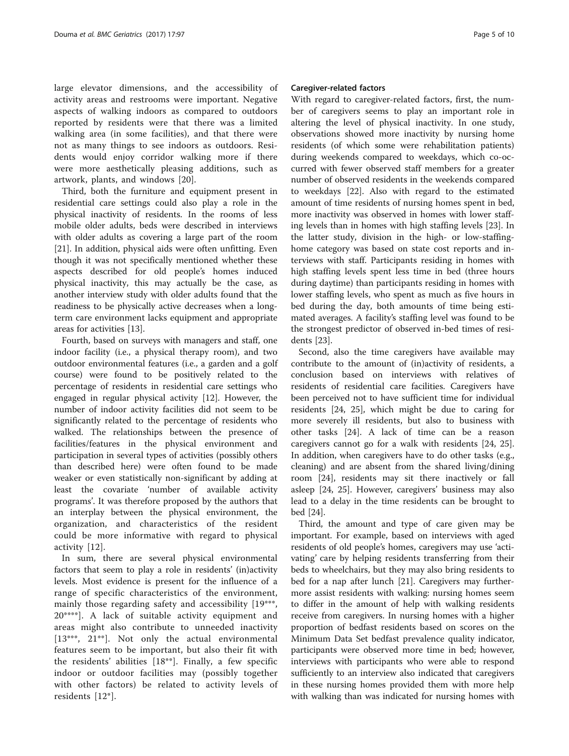large elevator dimensions, and the accessibility of activity areas and restrooms were important. Negative aspects of walking indoors as compared to outdoors reported by residents were that there was a limited walking area (in some facilities), and that there were not as many things to see indoors as outdoors. Residents would enjoy corridor walking more if there were more aesthetically pleasing additions, such as artwork, plants, and windows [20].

Third, both the furniture and equipment present in residential care settings could also play a role in the physical inactivity of residents. In the rooms of less mobile older adults, beds were described in interviews with older adults as covering a large part of the room [21]. In addition, physical aids were often unfitting. Even though it was not specifically mentioned whether these aspects described for old people's homes induced physical inactivity, this may actually be the case, as another interview study with older adults found that the readiness to be physically active decreases when a long-term care environment lacks equipment and appropriate areas for activities [13].

Fourth, based on surveys with managers and staff, one indoor facility (i.e., a physical therapy room), and two outdoor environmental features (i.e., a garden and a golf course) were found to be positively related to the percentage of residents in residential care settings who engaged in regular physical activity [12]. However, the number of indoor activity facilities did not seem to be significantly related to the percentage of residents who walked. The relationships between the presence of facilities/features in the physical environment and participation in several types of activities (possibly others than described here) were often found to be made weaker or even statistically non-significant by adding at least the covariate 'number of available activity programs'. It was therefore proposed by the authors that an interplay between the physical environment, the organization, and characteristics of the resident could be more informative with regard to physical activity [12].

In sum, there are several physical environmental factors that seem to play a role in residents' (in)activity levels. Most evidence is present for the influence of a range of specific characteristics of the environment, mainly those regarding safety and accessibility [19***, 20****]. A lack of suitable activity equipment and areas might also contribute to unneeded inactivity [13***, 21**]. Not only the actual environmental features seem to be important, but also their fit with the residents' abilities [18**]. Finally, a few specific indoor or outdoor facilities may (possibly together with other factors) be related to activity levels of residents [12*].

#### Caregiver-related factors

With regard to caregiver-related factors, first, the number of caregivers seems to play an important role in altering the level of physical inactivity. In one study, observations showed more inactivity by nursing home residents (of which some were rehabilitation patients) during weekends compared to weekdays, which co-occurred with fewer observed staff members for a greater number of observed residents in the weekends compared to weekdays [22]. Also with regard to the estimated amount of time residents of nursing homes spent in bed, more inactivity was observed in homes with lower staffing levels than in homes with high staffing levels [23]. In the latter study, division in the high- or low-staffing-home category was based on state cost reports and interviews with staff. Participants residing in homes with high staffing levels spent less time in bed (three hours during daytime) than participants residing in homes with lower staffing levels, who spent as much as five hours in bed during the day, both amounts of time being estimated averages. A facility's staffing level was found to be the strongest predictor of observed in-bed times of residents [23].

Second, also the time caregivers have available may contribute to the amount of (in)activity of residents, a conclusion based on interviews with relatives of residents of residential care facilities. Caregivers have been perceived not to have sufficient time for individual residents [24, 25], which might be due to caring for more severely ill residents, but also to business with other tasks [24]. A lack of time can be a reason caregivers cannot go for a walk with residents [24, 25]. In addition, when caregivers have to do other tasks (e.g., cleaning) and are absent from the shared living/dining room [24], residents may sit there inactively or fall asleep [24, 25]. However, caregivers' business may also lead to a delay in the time residents can be brought to bed [24].

Third, the amount and type of care given may be important. For example, based on interviews with aged residents of old people's homes, caregivers may use 'activating' care by helping residents transferring from their beds to wheelchairs, but they may also bring residents to bed for a nap after lunch [21]. Caregivers may furthermore assist residents with walking: nursing homes seem to differ in the amount of help with walking residents receive from caregivers. In nursing homes with a higher proportion of bedfast residents based on scores on the Minimum Data Set bedfast prevalence quality indicator, participants were observed more time in bed; however, interviews with participants who were able to respond sufficiently to an interview also indicated that caregivers in these nursing homes provided them with more help with walking than was indicated for nursing homes with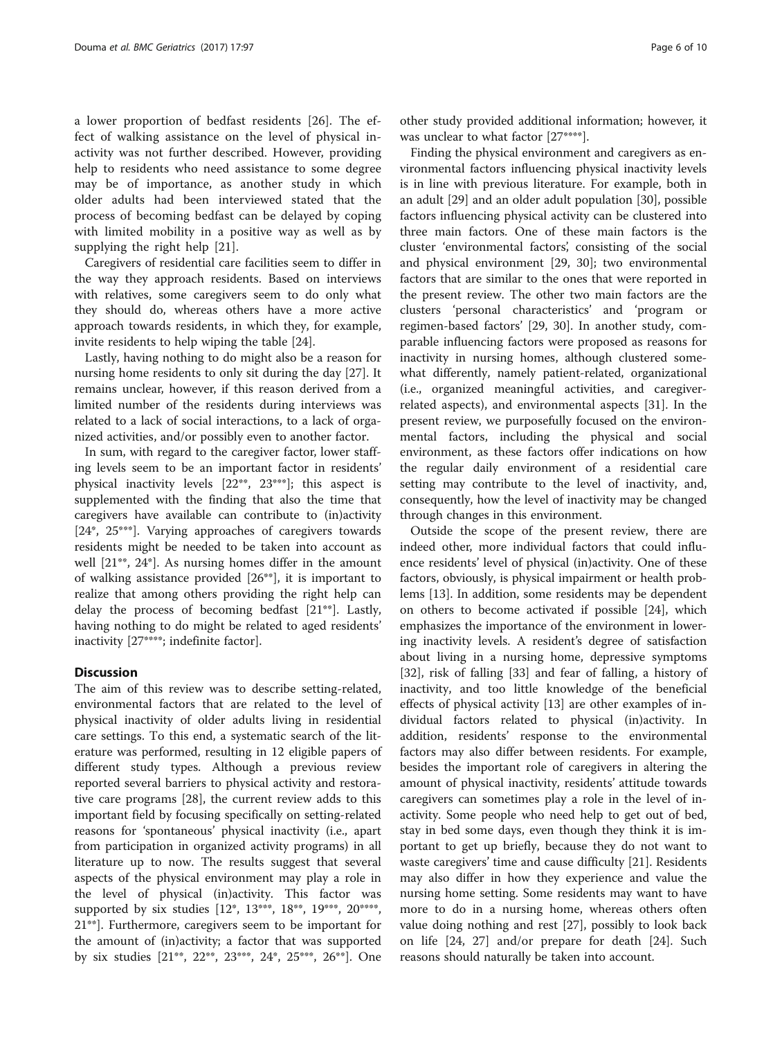a lower proportion of bedfast residents [26]. The effect of walking assistance on the level of physical inactivity was not further described. However, providing help to residents who need assistance to some degree may be of importance, as another study in which older adults had been interviewed stated that the process of becoming bedfast can be delayed by coping with limited mobility in a positive way as well as by supplying the right help [21].

Caregivers of residential care facilities seem to differ in the way they approach residents. Based on interviews with relatives, some caregivers seem to do only what they should do, whereas others have a more active approach towards residents, in which they, for example, invite residents to help wiping the table [24].

Lastly, having nothing to do might also be a reason for nursing home residents to only sit during the day [27]. It remains unclear, however, if this reason derived from a limited number of the residents during interviews was related to a lack of social interactions, to a lack of organized activities, and/or possibly even to another factor.

In sum, with regard to the caregiver factor, lower staffing levels seem to be an important factor in residents' physical inactivity levels [22**, 23***]; this aspect is supplemented with the finding that also the time that caregivers have available can contribute to (in)activity [24*, 25***]. Varying approaches of caregivers towards residents might be needed to be taken into account as well [21**, 24*]. As nursing homes differ in the amount of walking assistance provided [26**], it is important to realize that among others providing the right help can delay the process of becoming bedfast [21**]. Lastly, having nothing to do might be related to aged residents' inactivity [27****; indefinite factor].

## Discussion

The aim of this review was to describe setting-related, environmental factors that are related to the level of physical inactivity of older adults living in residential care settings. To this end, a systematic search of the literature was performed, resulting in 12 eligible papers of different study types. Although a previous review reported several barriers to physical activity and restorative care programs [28], the current review adds to this important field by focusing specifically on setting-related reasons for 'spontaneous' physical inactivity (i.e., apart from participation in organized activity programs) in all literature up to now. The results suggest that several aspects of the physical environment may play a role in the level of physical (in)activity. This factor was supported by six studies [12*, 13***, 18**, 19***, 20****, 21**]. Furthermore, caregivers seem to be important for the amount of (in)activity; a factor that was supported by six studies [21**, 22**, 23***, 24*, 25***, 26**]. One other study provided additional information; however, it was unclear to what factor [27****].

Finding the physical environment and caregivers as environmental factors influencing physical inactivity levels is in line with previous literature. For example, both in an adult [29] and an older adult population [30], possible factors influencing physical activity can be clustered into three main factors. One of these main factors is the cluster 'environmental factors', consisting of the social and physical environment [29, 30]; two environmental factors that are similar to the ones that were reported in the present review. The other two main factors are the clusters 'personal characteristics' and 'program or regimen-based factors' [29, 30]. In another study, comparable influencing factors were proposed as reasons for inactivity in nursing homes, although clustered somewhat differently, namely patient-related, organizational (i.e., organized meaningful activities, and caregiver-related aspects), and environmental aspects [31]. In the present review, we purposefully focused on the environmental factors, including the physical and social environment, as these factors offer indications on how the regular daily environment of a residential care setting may contribute to the level of inactivity, and, consequently, how the level of inactivity may be changed through changes in this environment.

Outside the scope of the present review, there are indeed other, more individual factors that could influence residents' level of physical (in)activity. One of these factors, obviously, is physical impairment or health problems [13]. In addition, some residents may be dependent on others to become activated if possible [24], which emphasizes the importance of the environment in lowering inactivity levels. A resident's degree of satisfaction about living in a nursing home, depressive symptoms [32], risk of falling [33] and fear of falling, a history of inactivity, and too little knowledge of the beneficial effects of physical activity [13] are other examples of individual factors related to physical (in)activity. In addition, residents' response to the environmental factors may also differ between residents. For example, besides the important role of caregivers in altering the amount of physical inactivity, residents' attitude towards caregivers can sometimes play a role in the level of inactivity. Some people who need help to get out of bed, stay in bed some days, even though they think it is important to get up briefly, because they do not want to waste caregivers' time and cause difficulty [21]. Residents may also differ in how they experience and value the nursing home setting. Some residents may want to have more to do in a nursing home, whereas others often value doing nothing and rest [27], possibly to look back on life [24, 27] and/or prepare for death [24]. Such reasons should naturally be taken into account.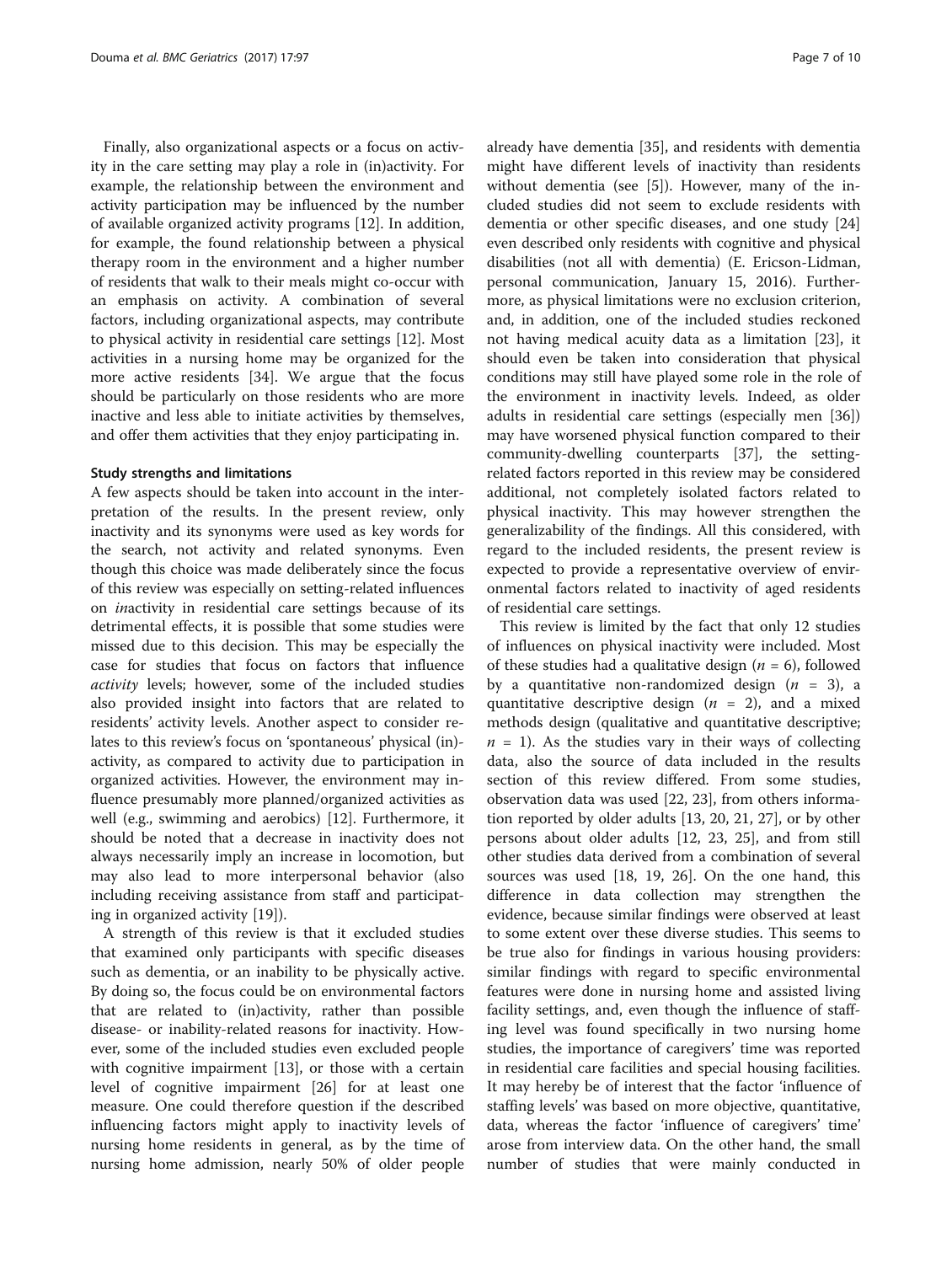Finally, also organizational aspects or a focus on activity in the care setting may play a role in (in)activity. For example, the relationship between the environment and activity participation may be influenced by the number of available organized activity programs [12]. In addition, for example, the found relationship between a physical therapy room in the environment and a higher number of residents that walk to their meals might co-occur with an emphasis on activity. A combination of several factors, including organizational aspects, may contribute to physical activity in residential care settings [12]. Most activities in a nursing home may be organized for the more active residents [34]. We argue that the focus should be particularly on those residents who are more inactive and less able to initiate activities by themselves, and offer them activities that they enjoy participating in.

### Study strengths and limitations

A few aspects should be taken into account in the interpretation of the results. In the present review, only inactivity and its synonyms were used as key words for the search, not activity and related synonyms. Even though this choice was made deliberately since the focus of this review was especially on setting-related influences on *in*activity in residential care settings because of its detrimental effects, it is possible that some studies were missed due to this decision. This may be especially the case for studies that focus on factors that influence *activity* levels; however, some of the included studies also provided insight into factors that are related to residents' activity levels. Another aspect to consider relates to this review's focus on 'spontaneous' physical (in)-activity, as compared to activity due to participation in organized activities. However, the environment may influence presumably more planned/organized activities as well (e.g., swimming and aerobics) [12]. Furthermore, it should be noted that a decrease in inactivity does not always necessarily imply an increase in locomotion, but may also lead to more interpersonal behavior (also including receiving assistance from staff and participating in organized activity [19]).

A strength of this review is that it excluded studies that examined only participants with specific diseases such as dementia, or an inability to be physically active. By doing so, the focus could be on environmental factors that are related to (in)activity, rather than possible disease- or inability-related reasons for inactivity. However, some of the included studies even excluded people with cognitive impairment [13], or those with a certain level of cognitive impairment [26] for at least one measure. One could therefore question if the described influencing factors might apply to inactivity levels of nursing home residents in general, as by the time of nursing home admission, nearly 50% of older people already have dementia [35], and residents with dementia might have different levels of inactivity than residents without dementia (see [5]). However, many of the included studies did not seem to exclude residents with dementia or other specific diseases, and one study [24] even described only residents with cognitive and physical disabilities (not all with dementia) (E. Ericson-Lidman, personal communication, January 15, 2016). Furthermore, as physical limitations were no exclusion criterion, and, in addition, one of the included studies reckoned not having medical acuity data as a limitation [23], it should even be taken into consideration that physical conditions may still have played some role in the role of the environment in inactivity levels. Indeed, as older adults in residential care settings (especially men [36]) may have worsened physical function compared to their community-dwelling counterparts [37], the setting-related factors reported in this review may be considered additional, not completely isolated factors related to physical inactivity. This may however strengthen the generalizability of the findings. All this considered, with regard to the included residents, the present review is expected to provide a representative overview of environmental factors related to inactivity of aged residents of residential care settings.

This review is limited by the fact that only 12 studies of influences on physical inactivity were included. Most of these studies had a qualitative design ($n$ = 6), followed by a quantitative non-randomized design ($n$ = 3), a quantitative descriptive design ($n$ = 2), and a mixed methods design (qualitative and quantitative descriptive; $n$ = 1). As the studies vary in their ways of collecting data, also the source of data included in the results section of this review differed. From some studies, observation data was used [22, 23], from others information reported by older adults [13, 20, 21, 27], or by other persons about older adults [12, 23, 25], and from still other studies data derived from a combination of several sources was used [18, 19, 26]. On the one hand, this difference in data collection may strengthen the evidence, because similar findings were observed at least to some extent over these diverse studies. This seems to be true also for findings in various housing providers: similar findings with regard to specific environmental features were done in nursing home and assisted living facility settings, and, even though the influence of staffing level was found specifically in two nursing home studies, the importance of caregivers' time was reported in residential care facilities and special housing facilities. It may hereby be of interest that the factor 'influence of staffing levels' was based on more objective, quantitative, data, whereas the factor 'influence of caregivers' time' arose from interview data. On the other hand, the small number of studies that were mainly conducted in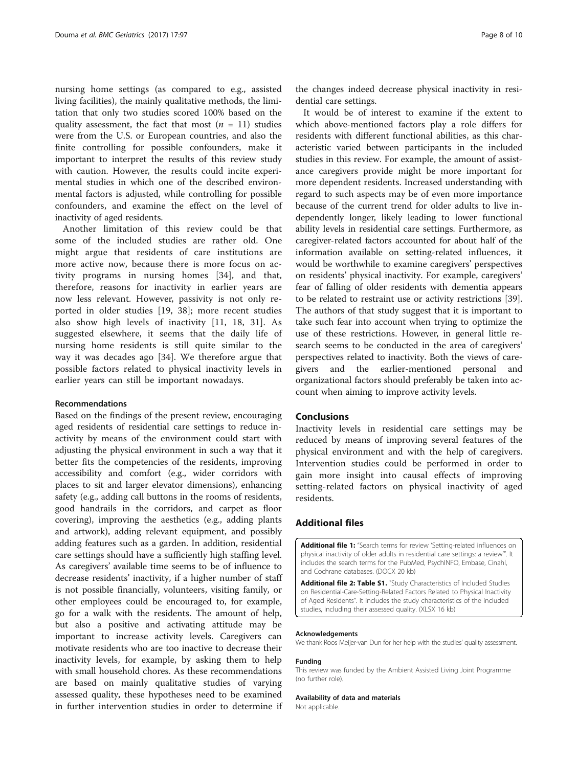nursing home settings (as compared to e.g., assisted living facilities), the mainly qualitative methods, the limitation that only two studies scored 100% based on the quality assessment, the fact that most ($n = 11$) studies were from the U.S. or European countries, and also the finite controlling for possible confounders, make it important to interpret the results of this review study with caution. However, the results could incite experimental studies in which one of the described environmental factors is adjusted, while controlling for possible confounders, and examine the effect on the level of inactivity of aged residents.

Another limitation of this review could be that some of the included studies are rather old. One might argue that residents of care institutions are more active now, because there is more focus on activity programs in nursing homes [34], and that, therefore, reasons for inactivity in earlier years are now less relevant. However, passivity is not only reported in older studies [19, 38]; more recent studies also show high levels of inactivity [11, 18, 31]. As suggested elsewhere, it seems that the daily life of nursing home residents is still quite similar to the way it was decades ago [34]. We therefore argue that possible factors related to physical inactivity levels in earlier years can still be important nowadays.

### Recommendations

Based on the findings of the present review, encouraging aged residents of residential care settings to reduce inactivity by means of the environment could start with adjusting the physical environment in such a way that it better fits the competencies of the residents, improving accessibility and comfort (e.g., wider corridors with places to sit and larger elevator dimensions), enhancing safety (e.g., adding call buttons in the rooms of residents, good handrails in the corridors, and carpet as floor covering), improving the aesthetics (e.g., adding plants and artwork), adding relevant equipment, and possibly adding features such as a garden. In addition, residential care settings should have a sufficiently high staffing level. As caregivers' available time seems to be of influence to decrease residents' inactivity, if a higher number of staff is not possible financially, volunteers, visiting family, or other employees could be encouraged to, for example, go for a walk with the residents. The amount of help, but also a positive and activating attitude may be important to increase activity levels. Caregivers can motivate residents who are too inactive to decrease their inactivity levels, for example, by asking them to help with small household chores. As these recommendations are based on mainly qualitative studies of varying assessed quality, these hypotheses need to be examined in further intervention studies in order to determine if the changes indeed decrease physical inactivity in residential care settings.

It would be of interest to examine if the extent to which above-mentioned factors play a role differs for residents with different functional abilities, as this characteristic varied between participants in the included studies in this review. For example, the amount of assistance caregivers provide might be more important for more dependent residents. Increased understanding with regard to such aspects may be of even more importance because of the current trend for older adults to live independently longer, likely leading to lower functional ability levels in residential care settings. Furthermore, as caregiver-related factors accounted for about half of the information available on setting-related influences, it would be worthwhile to examine caregivers' perspectives on residents' physical inactivity. For example, caregivers' fear of falling of older residents with dementia appears to be related to restraint use or activity restrictions [39]. The authors of that study suggest that it is important to take such fear into account when trying to optimize the use of these restrictions. However, in general little research seems to be conducted in the area of caregivers' perspectives related to inactivity. Both the views of caregivers and the earlier-mentioned personal and organizational factors should preferably be taken into account when aiming to improve activity levels.

## Conclusions

Inactivity levels in residential care settings may be reduced by means of improving several features of the physical environment and with the help of caregivers. Intervention studies could be performed in order to gain more insight into causal effects of improving setting-related factors on physical inactivity of aged residents.

## Additional files

**Additional file 1:** "Search terms for review 'Setting-related influences on physical inactivity of older adults in residential care settings: a review'". It includes the search terms for the PubMed, PsychINFO, Embase, Cinahl, and Cochrane databases. (DOCX 20 kb)

**Additional file 2: Table S1.** "Study Characteristics of Included Studies on Residential-Care-Setting-Related Factors Related to Physical Inactivity of Aged Residents". It includes the study characteristics of the included studies, including their assessed quality. (XLSX 16 kb)

#### Acknowledgements

We thank Roos Meijer-van Dun for her help with the studies' quality assessment.

#### Funding

This review was funded by the Ambient Assisted Living Joint Programme (no further role).

#### Availability of data and materials

Not applicable.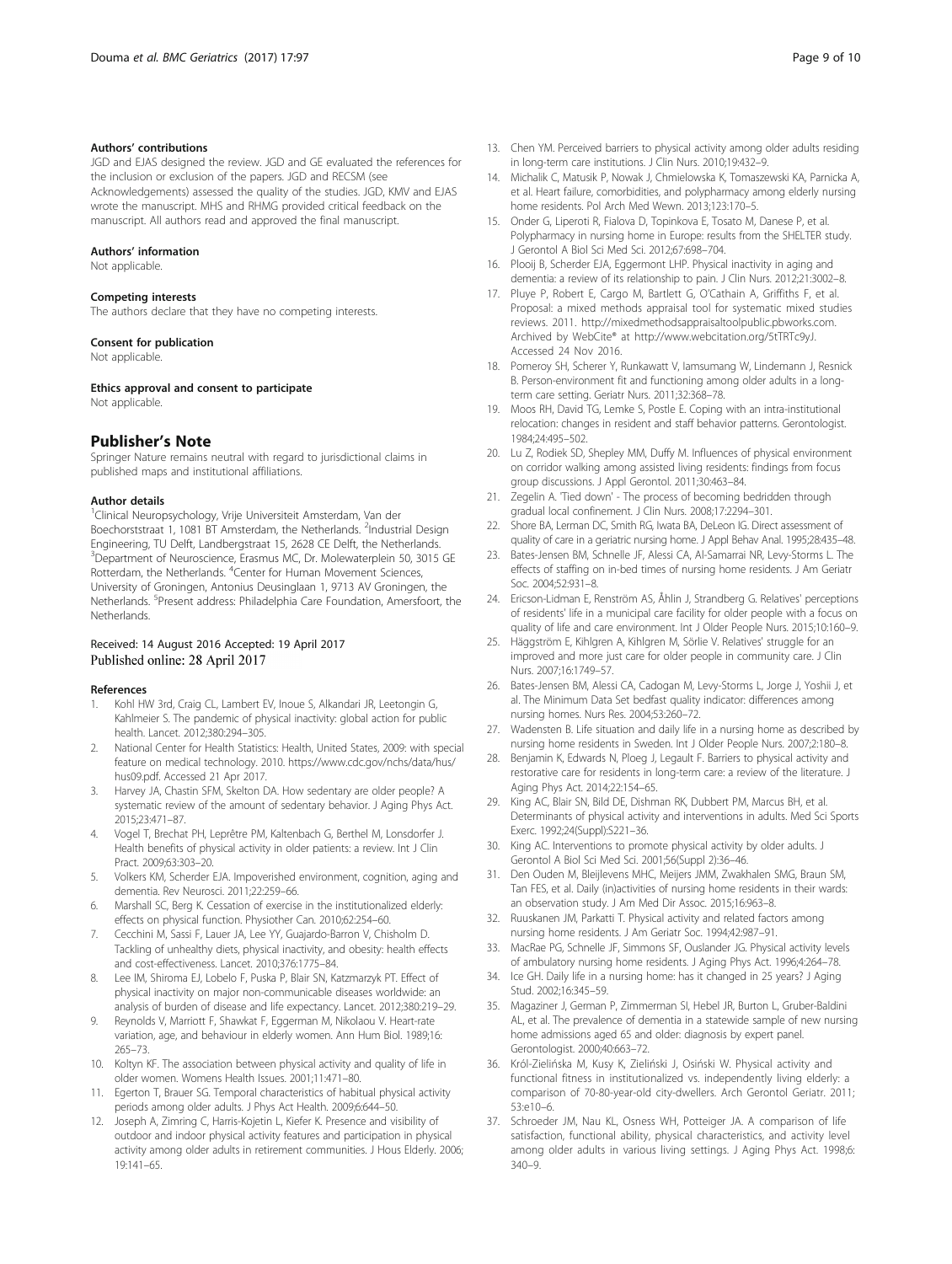### Authors' contributions

JGD and EJAS designed the review. JGD and GE evaluated the references for the inclusion or exclusion of the papers. JGD and RECSM (see Acknowledgements) assessed the quality of the studies. JGD, KMV and EJAS wrote the manuscript. MHS and RHMG provided critical feedback on the manuscript. All authors read and approved the final manuscript.

### Authors' information

Not applicable.

### Competing interests

The authors declare that they have no competing interests.

### Consent for publication

Not applicable.

### Ethics approval and consent to participate

Not applicable.

## Publisher's Note

Springer Nature remains neutral with regard to jurisdictional claims in published maps and institutional affiliations.

### Author details

[1]Clinical Neuropsychology, Vrije Universiteit Amsterdam, Van der Boechorststraat 1, 1081 BT Amsterdam, the Netherlands. [2]Industrial Design Engineering, TU Delft, Landbergstraat 15, 2628 CE Delft, the Netherlands. [3]Department of Neuroscience, Erasmus MC, Dr. Molewaterplein 50, 3015 GE Rotterdam, the Netherlands. [4]Center for Human Movement Sciences, University of Groningen, Antonius Deusinglaan 1, 9713 AV Groningen, the Netherlands. [5]Present address: Philadelphia Care Foundation, Amersfoort, the Netherlands.

Received: 14 August 2016 Accepted: 19 April 2017
Published online: 28 April 2017

### References

1. Kohl HW 3rd, Craig CL, Lambert EV, Inoue S, Alkandari JR, Leetongin G, Kahlmeier S. The pandemic of physical inactivity: global action for public health. Lancet. 2012;380:294–305.
2. National Center for Health Statistics: Health, United States, 2009: with special feature on medical technology. 2010. https://www.cdc.gov/nchs/data/hus/hus09.pdf. Accessed 21 Apr 2017.
3. Harvey JA, Chastin SFM, Skelton DA. How sedentary are older people? A systematic review of the amount of sedentary behavior. J Aging Phys Act. 2015;23:471–87.
4. Vogel T, Brechat PH, Leprêtre PM, Kaltenbach G, Berthel M, Lonsdorfer J. Health benefits of physical activity in older patients: a review. Int J Clin Pract. 2009;63:303–20.
5. Volkers KM, Scherder EJA. Impoverished environment, cognition, aging and dementia. Rev Neurosci. 2011;22:259–66.
6. Marshall SC, Berg K. Cessation of exercise in the institutionalized elderly: effects on physical function. Physiother Can. 2010;62:254–60.
7. Cecchini M, Sassi F, Lauer JA, Lee YY, Guajardo-Barron V, Chisholm D. Tackling of unhealthy diets, physical inactivity, and obesity: health effects and cost-effectiveness. Lancet. 2010;376:1775–84.
8. Lee IM, Shiroma EJ, Lobelo F, Puska P, Blair SN, Katzmarzyk PT. Effect of physical inactivity on major non-communicable diseases worldwide: an analysis of burden of disease and life expectancy. Lancet. 2012;380:219–29.
9. Reynolds V, Marriott F, Shawkat F, Eggerman M, Nikolaou V. Heart-rate variation, age, and behaviour in elderly women. Ann Hum Biol. 1989;16:265–73.
10. Koltyn KF. The association between physical activity and quality of life in older women. Womens Health Issues. 2001;11:471–80.
11. Egerton T, Brauer SG. Temporal characteristics of habitual physical activity periods among older adults. J Phys Act Health. 2009;6:644–50.
12. Joseph A, Zimring C, Harris-Kojetin L, Kiefer K. Presence and visibility of outdoor and indoor physical activity features and participation in physical activity among older adults in retirement communities. J Hous Elderly. 2006;19:141–65.
13. Chen YM. Perceived barriers to physical activity among older adults residing in long-term care institutions. J Clin Nurs. 2010;19:432–9.
14. Michalik C, Matusik P, Nowak J, Chmielowska K, Tomaszewski KA, Parnicka A, et al. Heart failure, comorbidities, and polypharmacy among elderly nursing home residents. Pol Arch Med Wewn. 2013;123:170–5.
15. Onder G, Liperoti R, Fialova D, Topinkova E, Tosato M, Danese P, et al. Polypharmacy in nursing home in Europe: results from the SHELTER study. J Gerontol A Biol Sci Med Sci. 2012;67:698–704.
16. Plooij B, Scherder EJA, Eggermont LHP. Physical inactivity in aging and dementia: a review of its relationship to pain. J Clin Nurs. 2012;21:3002–8.
17. Pluye P, Robert E, Cargo M, Bartlett G, O'Cathain A, Griffiths F, et al. Proposal: a mixed methods appraisal tool for systematic mixed studies reviews. 2011. http://mixedmethodsappraisaltoolpublic.pbworks.com. Archived by WebCite® at http://www.webcitation.org/5tTRTc9yJ. Accessed 24 Nov 2016.
18. Pomeroy SH, Scherer Y, Runkawatt V, Iamsumang W, Lindemann J, Resnick B. Person-environment fit and functioning among older adults in a long-term care setting. Geriatr Nurs. 2011;32:368–78.
19. Moos RH, David TG, Lemke S, Postle E. Coping with an intra-institutional relocation: changes in resident and staff behavior patterns. Gerontologist. 1984;24:495–502.
20. Lu Z, Rodiek SD, Shepley MM, Duffy M. Influences of physical environment on corridor walking among assisted living residents: findings from focus group discussions. J Appl Gerontol. 2011;30:463–84.
21. Zegelin A. 'Tied down' - The process of becoming bedridden through gradual local confinement. J Clin Nurs. 2008;17:2294–301.
22. Shore BA, Lerman DC, Smith RG, Iwata BA, DeLeon IG. Direct assessment of quality of care in a geriatric nursing home. J Appl Behav Anal. 1995;28:435–48.
23. Bates-Jensen BM, Schnelle JF, Alessi CA, Al-Samarrai NR, Levy-Storms L. The effects of staffing on in-bed times of nursing home residents. J Am Geriatr Soc. 2004;52:931–8.
24. Ericson-Lidman E, Renström AS, Åhlin J, Strandberg G. Relatives' perceptions of residents' life in a municipal care facility for older people with a focus on quality of life and care environment. Int J Older People Nurs. 2015;10:160–9.
25. Häggström E, Kihlgren A, Kihlgren M, Sörlie V. Relatives' struggle for an improved and more just care for older people in community care. J Clin Nurs. 2007;16:1749–57.
26. Bates-Jensen BM, Alessi CA, Cadogan M, Levy-Storms L, Jorge J, Yoshii J, et al. The Minimum Data Set bedfast quality indicator: differences among nursing homes. Nurs Res. 2004;53:260–72.
27. Wadensten B. Life situation and daily life in a nursing home as described by nursing home residents in Sweden. Int J Older People Nurs. 2007;2:180–8.
28. Benjamin K, Edwards N, Ploeg J, Legault F. Barriers to physical activity and restorative care for residents in long-term care: a review of the literature. J Aging Phys Act. 2014;22:154–65.
29. King AC, Blair SN, Bild DE, Dishman RK, Dubbert PM, Marcus BH, et al. Determinants of physical activity and interventions in adults. Med Sci Sports Exerc. 1992;24(Suppl):S221–36.
30. King AC. Interventions to promote physical activity by older adults. J Gerontol A Biol Sci Med Sci. 2001;56(Suppl 2):36–46.
31. Den Ouden M, Bleijlevens MHC, Meijers JMM, Zwakhalen SMG, Braun SM, Tan FES, et al. Daily (in)activities of nursing home residents in their wards: an observation study. J Am Med Dir Assoc. 2015;16:963–8.
32. Ruuskanen JM, Parkatti T. Physical activity and related factors among nursing home residents. J Am Geriatr Soc. 1994;42:987–91.
33. MacRae PG, Schnelle JF, Simmons SF, Ouslander JG. Physical activity levels of ambulatory nursing home residents. J Aging Phys Act. 1996;4:264–78.
34. Ice GH. Daily life in a nursing home: has it changed in 25 years? J Aging Stud. 2002;16:345–59.
35. Magaziner J, German P, Zimmerman SI, Hebel JR, Burton L, Gruber-Baldini AL, et al. The prevalence of dementia in a statewide sample of new nursing home admissions aged 65 and older: diagnosis by expert panel. Gerontologist. 2000;40:663–72.
36. Król-Zielińska M, Kusy K, Zieliński J, Osiński W. Physical activity and functional fitness in institutionalized vs. independently living elderly: a comparison of 70-80-year-old city-dwellers. Arch Gerontol Geriatr. 2011;53:e10–6.
37. Schroeder JM, Nau KL, Osness WH, Potteiger JA. A comparison of life satisfaction, functional ability, physical characteristics, and activity level among older adults in various living settings. J Aging Phys Act. 1998;6:340–9.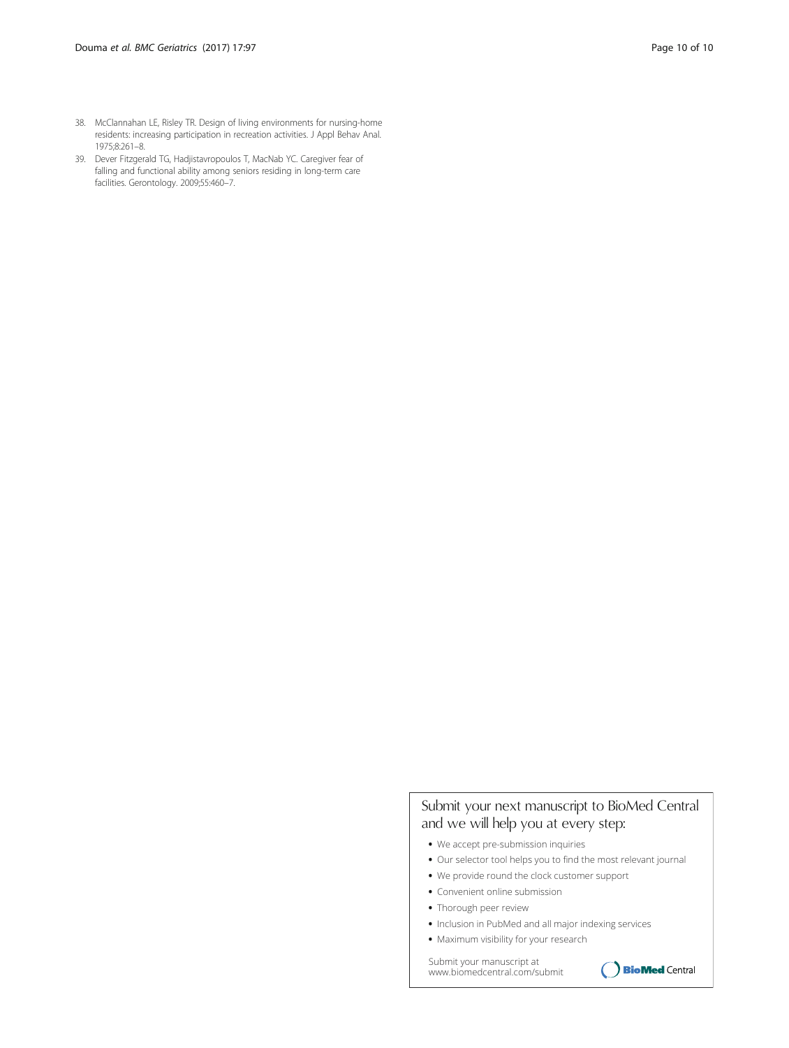38. McClannahan LE, Risley TR. Design of living environments for nursing-home residents: increasing participation in recreation activities. J Appl Behav Anal. 1975;8:261–8.
39. Dever Fitzgerald TG, Hadjistavropoulos T, MacNab YC. Caregiver fear of falling and functional ability among seniors residing in long-term care facilities. Gerontology. 2009;55:460–7.

Submit your next manuscript to BioMed Central and we will help you at every step:

- We accept pre-submission inquiries
- Our selector tool helps you to find the most relevant journal
- We provide round the clock customer support
- Convenient online submission
- Thorough peer review
- Inclusion in PubMed and all major indexing services
- Maximum visibility for your research

Submit your manuscript at www.biomedcentral.com/submit

BioMed Central